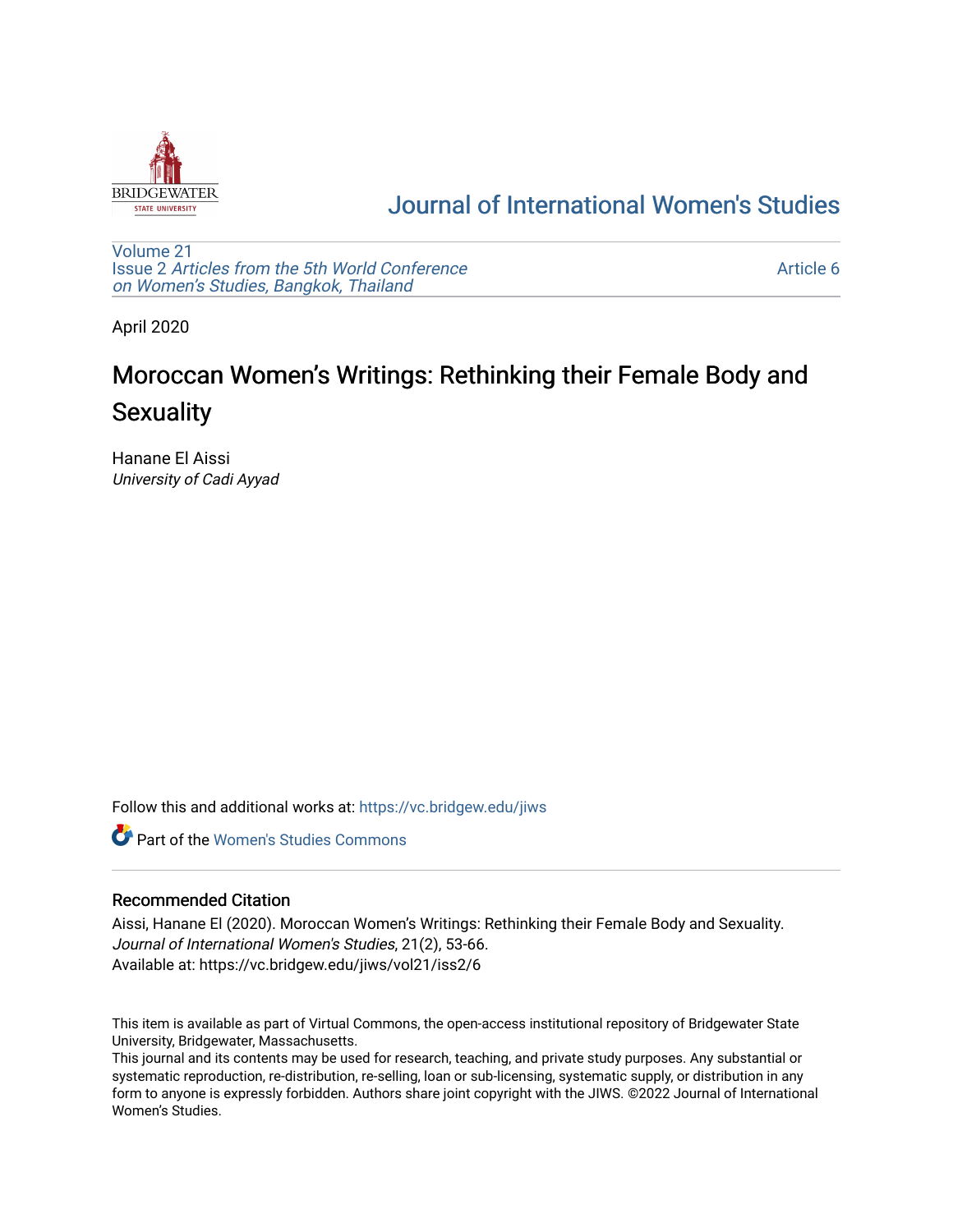Journal of International Women's Studies

Volume 21
Issue 2 *Articles from the 5th World Conference on Women's Studies, Bangkok, Thailand*

Article 6

April 2020

# Moroccan Women's Writings: Rethinking their Female Body and Sexuality

Hanane El Aissi
*University of Cadi Ayyad*

Follow this and additional works at: https://vc.bridgew.edu/jiws

Part of the Women's Studies Commons

## Recommended Citation

Aissi, Hanane El (2020). Moroccan Women's Writings: Rethinking their Female Body and Sexuality. *Journal of International Women's Studies*, 21(2), 53-66.
Available at: https://vc.bridgew.edu/jiws/vol21/iss2/6

This item is available as part of Virtual Commons, the open-access institutional repository of Bridgewater State University, Bridgewater, Massachusetts.
This journal and its contents may be used for research, teaching, and private study purposes. Any substantial or systematic reproduction, re-distribution, re-selling, loan or sub-licensing, systematic supply, or distribution in any form to anyone is expressly forbidden. Authors share joint copyright with the JIWS. ©2022 Journal of International Women's Studies.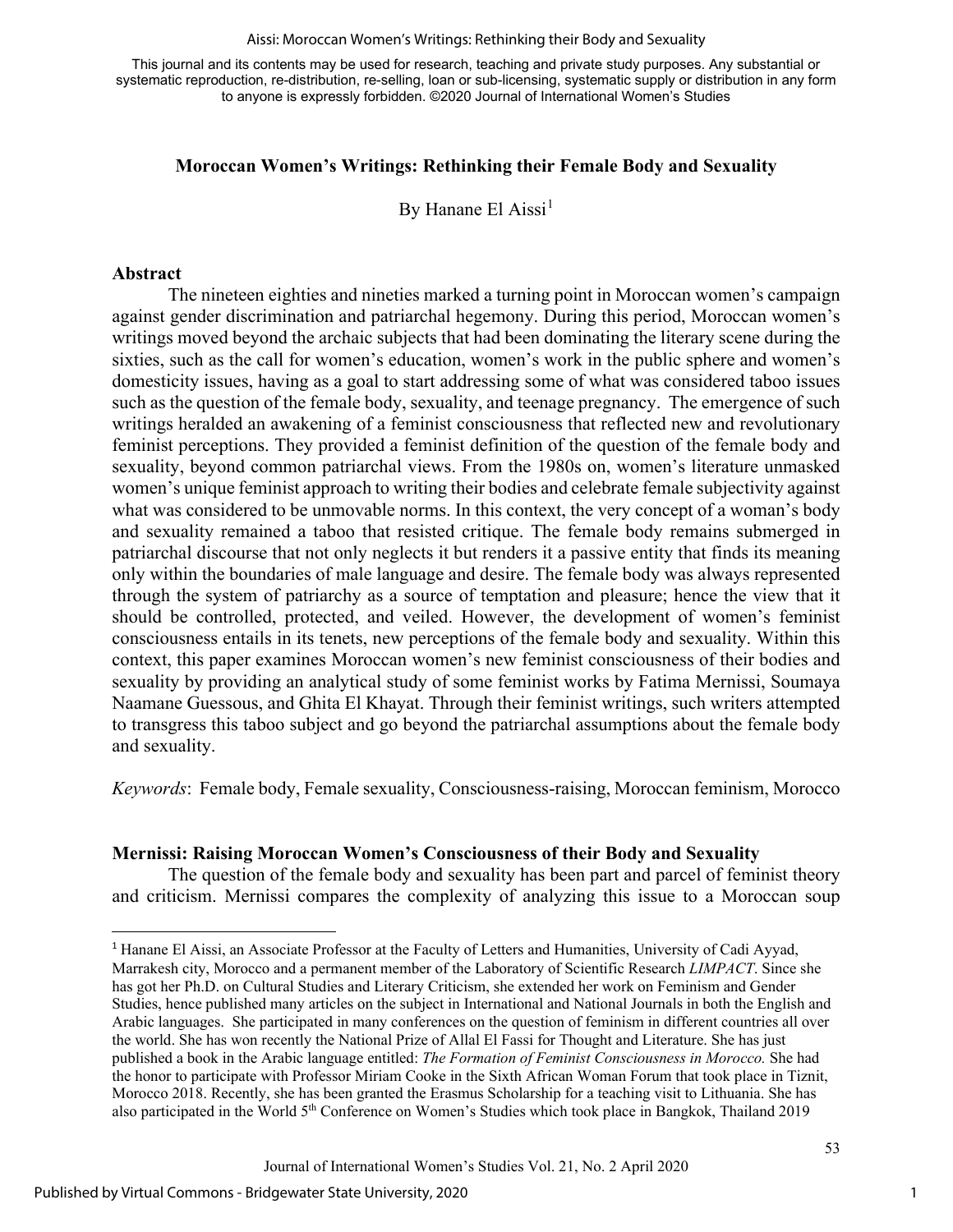# Moroccan Women's Writings: Rethinking their Female Body and Sexuality

By Hanane El Aissi[1]

## Abstract

The nineteen eighties and nineties marked a turning point in Moroccan women's campaign against gender discrimination and patriarchal hegemony. During this period, Moroccan women's writings moved beyond the archaic subjects that had been dominating the literary scene during the sixties, such as the call for women's education, women's work in the public sphere and women's domesticity issues, having as a goal to start addressing some of what was considered taboo issues such as the question of the female body, sexuality, and teenage pregnancy. The emergence of such writings heralded an awakening of a feminist consciousness that reflected new and revolutionary feminist perceptions. They provided a feminist definition of the question of the female body and sexuality, beyond common patriarchal views. From the 1980s on, women's literature unmasked women's unique feminist approach to writing their bodies and celebrate female subjectivity against what was considered to be unmovable norms. In this context, the very concept of a woman's body and sexuality remained a taboo that resisted critique. The female body remains submerged in patriarchal discourse that not only neglects it but renders it a passive entity that finds its meaning only within the boundaries of male language and desire. The female body was always represented through the system of patriarchy as a source of temptation and pleasure; hence the view that it should be controlled, protected, and veiled. However, the development of women's feminist consciousness entails in its tenets, new perceptions of the female body and sexuality. Within this context, this paper examines Moroccan women's new feminist consciousness of their bodies and sexuality by providing an analytical study of some feminist works by Fatima Mernissi, Soumaya Naamane Guessous, and Ghita El Khayat. Through their feminist writings, such writers attempted to transgress this taboo subject and go beyond the patriarchal assumptions about the female body and sexuality.

*Keywords*: Female body, Female sexuality, Consciousness-raising, Moroccan feminism, Morocco

## Mernissi: Raising Moroccan Women's Consciousness of their Body and Sexuality

The question of the female body and sexuality has been part and parcel of feminist theory and criticism. Mernissi compares the complexity of analyzing this issue to a Moroccan soup

---

[1] Hanane El Aissi, an Associate Professor at the Faculty of Letters and Humanities, University of Cadi Ayyad, Marrakesh city, Morocco and a permanent member of the Laboratory of Scientific Research *LIMPACT*. Since she has got her Ph.D. on Cultural Studies and Literary Criticism, she extended her work on Feminism and Gender Studies, hence published many articles on the subject in International and National Journals in both the English and Arabic languages. She participated in many conferences on the question of feminism in different countries all over the world. She has won recently the National Prize of Allal El Fassi for Thought and Literature. She has just published a book in the Arabic language entitled: *The Formation of Feminist Consciousness in Morocco.* She had the honor to participate with Professor Miriam Cooke in the Sixth African Woman Forum that took place in Tiznit, Morocco 2018. Recently, she has been granted the Erasmus Scholarship for a teaching visit to Lithuania. She has also participated in the World 5th Conference on Women's Studies which took place in Bangkok, Thailand 2019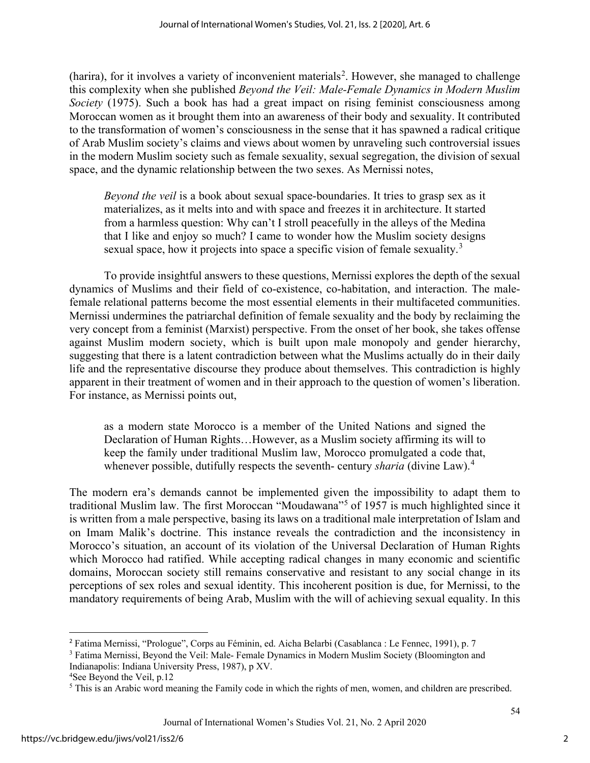(harira), for it involves a variety of inconvenient materials[2]. However, she managed to challenge this complexity when she published *Beyond the Veil: Male-Female Dynamics in Modern Muslim Society* (1975). Such a book has had a great impact on rising feminist consciousness among Moroccan women as it brought them into an awareness of their body and sexuality. It contributed to the transformation of women's consciousness in the sense that it has spawned a radical critique of Arab Muslim society's claims and views about women by unraveling such controversial issues in the modern Muslim society such as female sexuality, sexual segregation, the division of sexual space, and the dynamic relationship between the two sexes. As Mernissi notes,

> *Beyond the veil* is a book about sexual space-boundaries. It tries to grasp sex as it materializes, as it melts into and with space and freezes it in architecture. It started from a harmless question: Why can't I stroll peacefully in the alleys of the Medina that I like and enjoy so much? I came to wonder how the Muslim society designs sexual space, how it projects into space a specific vision of female sexuality.[3]

To provide insightful answers to these questions, Mernissi explores the depth of the sexual dynamics of Muslims and their field of co-existence, co-habitation, and interaction. The male-female relational patterns become the most essential elements in their multifaceted communities. Mernissi undermines the patriarchal definition of female sexuality and the body by reclaiming the very concept from a feminist (Marxist) perspective. From the onset of her book, she takes offense against Muslim modern society, which is built upon male monopoly and gender hierarchy, suggesting that there is a latent contradiction between what the Muslims actually do in their daily life and the representative discourse they produce about themselves. This contradiction is highly apparent in their treatment of women and in their approach to the question of women's liberation. For instance, as Mernissi points out,

> as a modern state Morocco is a member of the United Nations and signed the Declaration of Human Rights…However, as a Muslim society affirming its will to keep the family under traditional Muslim law, Morocco promulgated a code that, whenever possible, dutifully respects the seventh- century *sharia* (divine Law).[4]

The modern era's demands cannot be implemented given the impossibility to adapt them to traditional Muslim law. The first Moroccan "Moudawana"[5] of 1957 is much highlighted since it is written from a male perspective, basing its laws on a traditional male interpretation of Islam and on Imam Malik's doctrine. This instance reveals the contradiction and the inconsistency in Morocco's situation, an account of its violation of the Universal Declaration of Human Rights which Morocco had ratified. While accepting radical changes in many economic and scientific domains, Moroccan society still remains conservative and resistant to any social change in its perceptions of sex roles and sexual identity. This incoherent position is due, for Mernissi, to the mandatory requirements of being Arab, Muslim with the will of achieving sexual equality. In this

---

[2] Fatima Mernissi, "Prologue", Corps au Féminin, ed. Aicha Belarbi (Casablanca : Le Fennec, 1991), p. 7

[3] Fatima Mernissi, Beyond the Veil: Male- Female Dynamics in Modern Muslim Society (Bloomington and Indianapolis: Indiana University Press, 1987), p XV.

[4] See Beyond the Veil, p.12

[5] This is an Arabic word meaning the Family code in which the rights of men, women, and children are prescribed.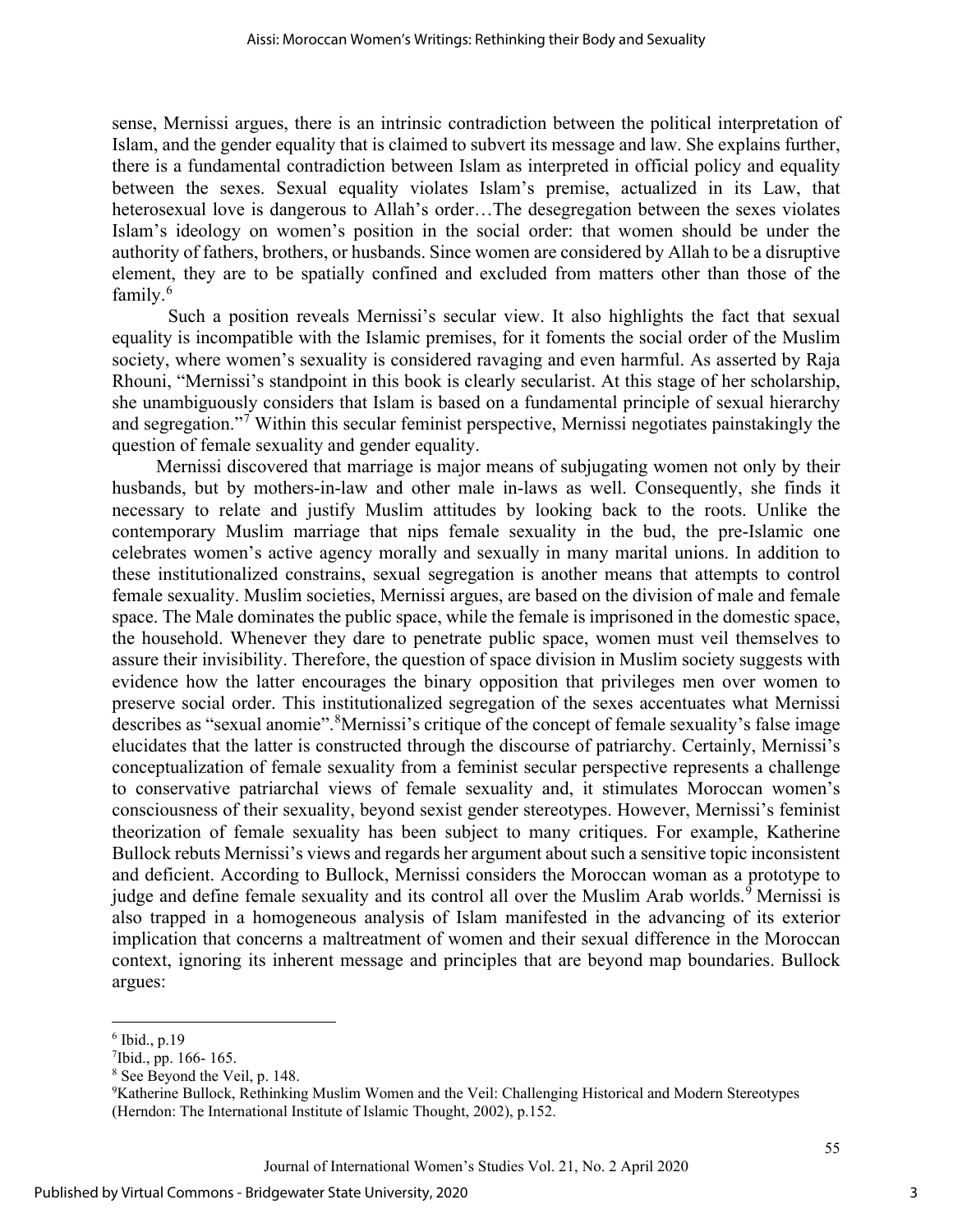sense, Mernissi argues, there is an intrinsic contradiction between the political interpretation of Islam, and the gender equality that is claimed to subvert its message and law. She explains further, there is a fundamental contradiction between Islam as interpreted in official policy and equality between the sexes. Sexual equality violates Islam's premise, actualized in its Law, that heterosexual love is dangerous to Allah's order…The desegregation between the sexes violates Islam's ideology on women's position in the social order: that women should be under the authority of fathers, brothers, or husbands. Since women are considered by Allah to be a disruptive element, they are to be spatially confined and excluded from matters other than those of the family.[6]

Such a position reveals Mernissi's secular view. It also highlights the fact that sexual equality is incompatible with the Islamic premises, for it foments the social order of the Muslim society, where women's sexuality is considered ravaging and even harmful. As asserted by Raja Rhouni, "Mernissi's standpoint in this book is clearly secularist. At this stage of her scholarship, she unambiguously considers that Islam is based on a fundamental principle of sexual hierarchy and segregation."[7] Within this secular feminist perspective, Mernissi negotiates painstakingly the question of female sexuality and gender equality.

Mernissi discovered that marriage is major means of subjugating women not only by their husbands, but by mothers-in-law and other male in-laws as well. Consequently, she finds it necessary to relate and justify Muslim attitudes by looking back to the roots. Unlike the contemporary Muslim marriage that nips female sexuality in the bud, the pre-Islamic one celebrates women's active agency morally and sexually in many marital unions. In addition to these institutionalized constrains, sexual segregation is another means that attempts to control female sexuality. Muslim societies, Mernissi argues, are based on the division of male and female space. The Male dominates the public space, while the female is imprisoned in the domestic space, the household. Whenever they dare to penetrate public space, women must veil themselves to assure their invisibility. Therefore, the question of space division in Muslim society suggests with evidence how the latter encourages the binary opposition that privileges men over women to preserve social order. This institutionalized segregation of the sexes accentuates what Mernissi describes as "sexual anomie".[8]Mernissi's critique of the concept of female sexuality's false image elucidates that the latter is constructed through the discourse of patriarchy. Certainly, Mernissi's conceptualization of female sexuality from a feminist secular perspective represents a challenge to conservative patriarchal views of female sexuality and, it stimulates Moroccan women's consciousness of their sexuality, beyond sexist gender stereotypes. However, Mernissi's feminist theorization of female sexuality has been subject to many critiques. For example, Katherine Bullock rebuts Mernissi's views and regards her argument about such a sensitive topic inconsistent and deficient. According to Bullock, Mernissi considers the Moroccan woman as a prototype to judge and define female sexuality and its control all over the Muslim Arab worlds.[9] Mernissi is also trapped in a homogeneous analysis of Islam manifested in the advancing of its exterior implication that concerns a maltreatment of women and their sexual difference in the Moroccan context, ignoring its inherent message and principles that are beyond map boundaries. Bullock argues:

---

[6] Ibid., p.19

[7] Ibid., pp. 166- 165.

[8] See Beyond the Veil, p. 148.

[9] Katherine Bullock, Rethinking Muslim Women and the Veil: Challenging Historical and Modern Stereotypes (Herndon: The International Institute of Islamic Thought, 2002), p.152.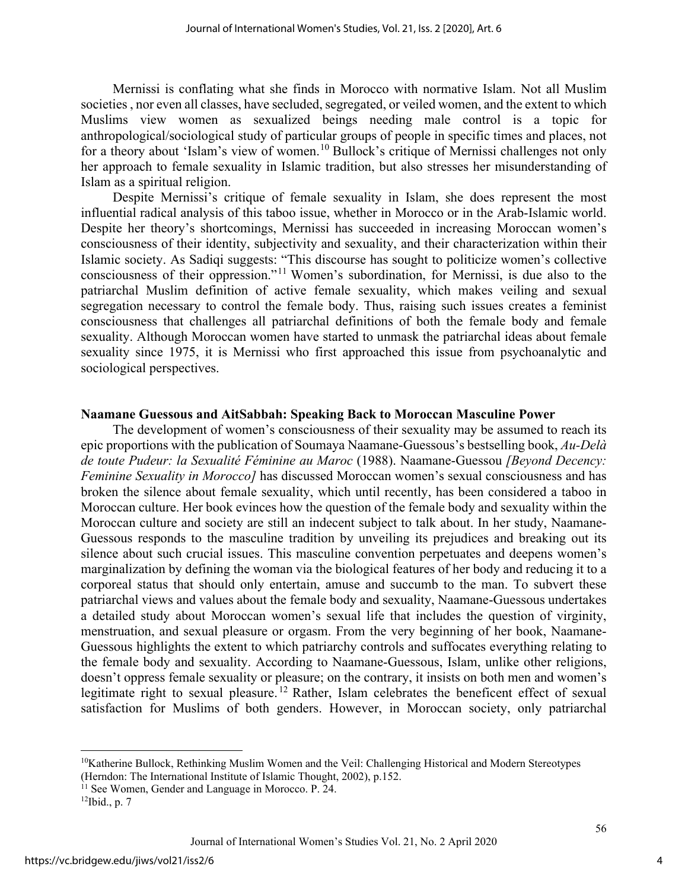Mernissi is conflating what she finds in Morocco with normative Islam. Not all Muslim societies , nor even all classes, have secluded, segregated, or veiled women, and the extent to which Muslims view women as sexualized beings needing male control is a topic for anthropological/sociological study of particular groups of people in specific times and places, not for a theory about 'Islam's view of women.[10] Bullock's critique of Mernissi challenges not only her approach to female sexuality in Islamic tradition, but also stresses her misunderstanding of Islam as a spiritual religion.

Despite Mernissi's critique of female sexuality in Islam, she does represent the most influential radical analysis of this taboo issue, whether in Morocco or in the Arab-Islamic world. Despite her theory's shortcomings, Mernissi has succeeded in increasing Moroccan women's consciousness of their identity, subjectivity and sexuality, and their characterization within their Islamic society. As Sadiqi suggests: "This discourse has sought to politicize women's collective consciousness of their oppression."[11] Women's subordination, for Mernissi, is due also to the patriarchal Muslim definition of active female sexuality, which makes veiling and sexual segregation necessary to control the female body. Thus, raising such issues creates a feminist consciousness that challenges all patriarchal definitions of both the female body and female sexuality. Although Moroccan women have started to unmask the patriarchal ideas about female sexuality since 1975, it is Mernissi who first approached this issue from psychoanalytic and sociological perspectives.

## Naamane Guessous and AitSabbah: Speaking Back to Moroccan Masculine Power

The development of women's consciousness of their sexuality may be assumed to reach its epic proportions with the publication of Soumaya Naamane-Guessous's bestselling book, *Au-Delà de toute Pudeur: la Sexualité Féminine au Maroc* (1988). Naamane-Guessou *[Beyond Decency: Feminine Sexuality in Morocco]* has discussed Moroccan women's sexual consciousness and has broken the silence about female sexuality, which until recently, has been considered a taboo in Moroccan culture. Her book evinces how the question of the female body and sexuality within the Moroccan culture and society are still an indecent subject to talk about. In her study, Naamane-Guessous responds to the masculine tradition by unveiling its prejudices and breaking out its silence about such crucial issues. This masculine convention perpetuates and deepens women's marginalization by defining the woman via the biological features of her body and reducing it to a corporeal status that should only entertain, amuse and succumb to the man. To subvert these patriarchal views and values about the female body and sexuality, Naamane-Guessous undertakes a detailed study about Moroccan women's sexual life that includes the question of virginity, menstruation, and sexual pleasure or orgasm. From the very beginning of her book, Naamane-Guessous highlights the extent to which patriarchy controls and suffocates everything relating to the female body and sexuality. According to Naamane-Guessous, Islam, unlike other religions, doesn't oppress female sexuality or pleasure; on the contrary, it insists on both men and women's legitimate right to sexual pleasure.[12] Rather, Islam celebrates the beneficent effect of sexual satisfaction for Muslims of both genders. However, in Moroccan society, only patriarchal

---

[10] Katherine Bullock, Rethinking Muslim Women and the Veil: Challenging Historical and Modern Stereotypes (Herndon: The International Institute of Islamic Thought, 2002), p.152.

[11] See Women, Gender and Language in Morocco. P. 24.

[12] Ibid., p. 7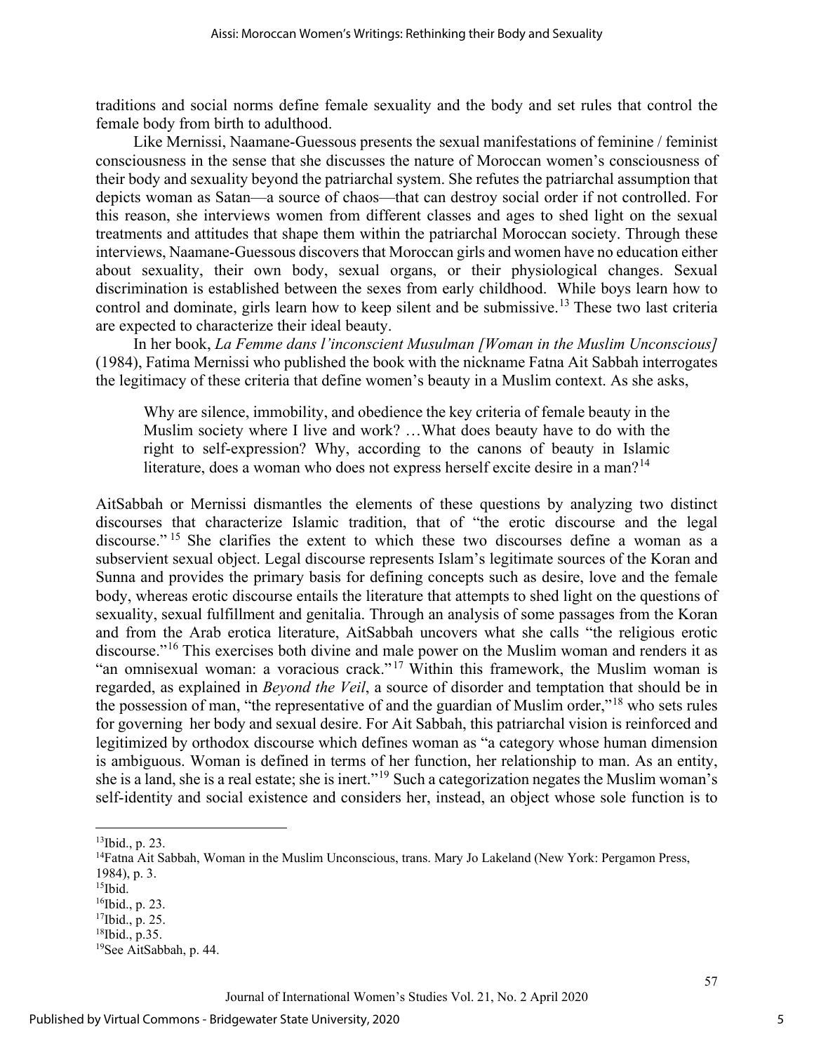traditions and social norms define female sexuality and the body and set rules that control the female body from birth to adulthood.

Like Mernissi, Naamane-Guessous presents the sexual manifestations of feminine / feminist consciousness in the sense that she discusses the nature of Moroccan women's consciousness of their body and sexuality beyond the patriarchal system. She refutes the patriarchal assumption that depicts woman as Satan—a source of chaos—that can destroy social order if not controlled. For this reason, she interviews women from different classes and ages to shed light on the sexual treatments and attitudes that shape them within the patriarchal Moroccan society. Through these interviews, Naamane-Guessous discovers that Moroccan girls and women have no education either about sexuality, their own body, sexual organs, or their physiological changes. Sexual discrimination is established between the sexes from early childhood. While boys learn how to control and dominate, girls learn how to keep silent and be submissive.[13] These two last criteria are expected to characterize their ideal beauty.

In her book, *La Femme dans l'inconscient Musulman [Woman in the Muslim Unconscious]* (1984), Fatima Mernissi who published the book with the nickname Fatna Ait Sabbah interrogates the legitimacy of these criteria that define women's beauty in a Muslim context. As she asks,

> Why are silence, immobility, and obedience the key criteria of female beauty in the Muslim society where I live and work? …What does beauty have to do with the right to self-expression? Why, according to the canons of beauty in Islamic literature, does a woman who does not express herself excite desire in a man?[14]

AitSabbah or Mernissi dismantles the elements of these questions by analyzing two distinct discourses that characterize Islamic tradition, that of "the erotic discourse and the legal discourse."[15] She clarifies the extent to which these two discourses define a woman as a subservient sexual object. Legal discourse represents Islam's legitimate sources of the Koran and Sunna and provides the primary basis for defining concepts such as desire, love and the female body, whereas erotic discourse entails the literature that attempts to shed light on the questions of sexuality, sexual fulfillment and genitalia. Through an analysis of some passages from the Koran and from the Arab erotica literature, AitSabbah uncovers what she calls "the religious erotic discourse."[16] This exercises both divine and male power on the Muslim woman and renders it as "an omnisexual woman: a voracious crack."[17] Within this framework, the Muslim woman is regarded, as explained in *Beyond the Veil*, a source of disorder and temptation that should be in the possession of man, "the representative of and the guardian of Muslim order,"[18] who sets rules for governing her body and sexual desire. For Ait Sabbah, this patriarchal vision is reinforced and legitimized by orthodox discourse which defines woman as "a category whose human dimension is ambiguous. Woman is defined in terms of her function, her relationship to man. As an entity, she is a land, she is a real estate; she is inert."[19] Such a categorization negates the Muslim woman's self-identity and social existence and considers her, instead, an object whose sole function is to

---

[13]Ibid., p. 23.
[14]Fatna Ait Sabbah, Woman in the Muslim Unconscious, trans. Mary Jo Lakeland (New York: Pergamon Press, 1984), p. 3.
[15]Ibid.
[16]Ibid., p. 23.
[17]Ibid., p. 25.
[18]Ibid., p.35.
[19]See AitSabbah, p. 44.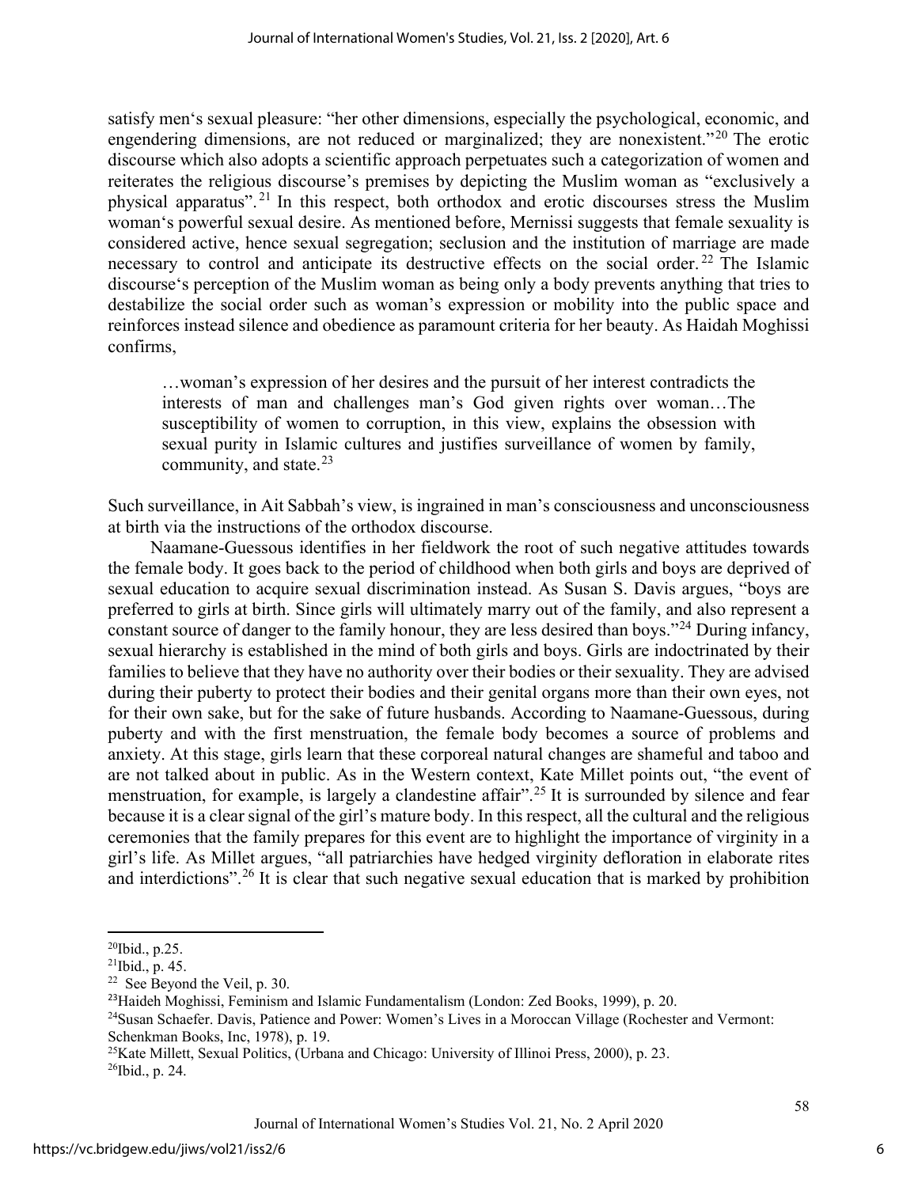satisfy men's sexual pleasure: "her other dimensions, especially the psychological, economic, and engendering dimensions, are not reduced or marginalized; they are nonexistent."[20] The erotic discourse which also adopts a scientific approach perpetuates such a categorization of women and reiterates the religious discourse's premises by depicting the Muslim woman as "exclusively a physical apparatus".[21] In this respect, both orthodox and erotic discourses stress the Muslim woman's powerful sexual desire. As mentioned before, Mernissi suggests that female sexuality is considered active, hence sexual segregation; seclusion and the institution of marriage are made necessary to control and anticipate its destructive effects on the social order.[22] The Islamic discourse's perception of the Muslim woman as being only a body prevents anything that tries to destabilize the social order such as woman's expression or mobility into the public space and reinforces instead silence and obedience as paramount criteria for her beauty. As Haidah Moghissi confirms,

> …woman's expression of her desires and the pursuit of her interest contradicts the interests of man and challenges man's God given rights over woman…The susceptibility of women to corruption, in this view, explains the obsession with sexual purity in Islamic cultures and justifies surveillance of women by family, community, and state.[23]

Such surveillance, in Ait Sabbah's view, is ingrained in man's consciousness and unconsciousness at birth via the instructions of the orthodox discourse.

Naamane-Guessous identifies in her fieldwork the root of such negative attitudes towards the female body. It goes back to the period of childhood when both girls and boys are deprived of sexual education to acquire sexual discrimination instead. As Susan S. Davis argues, "boys are preferred to girls at birth. Since girls will ultimately marry out of the family, and also represent a constant source of danger to the family honour, they are less desired than boys."[24] During infancy, sexual hierarchy is established in the mind of both girls and boys. Girls are indoctrinated by their families to believe that they have no authority over their bodies or their sexuality. They are advised during their puberty to protect their bodies and their genital organs more than their own eyes, not for their own sake, but for the sake of future husbands. According to Naamane-Guessous, during puberty and with the first menstruation, the female body becomes a source of problems and anxiety. At this stage, girls learn that these corporeal natural changes are shameful and taboo and are not talked about in public. As in the Western context, Kate Millet points out, "the event of menstruation, for example, is largely a clandestine affair".[25] It is surrounded by silence and fear because it is a clear signal of the girl's mature body. In this respect, all the cultural and the religious ceremonies that the family prepares for this event are to highlight the importance of virginity in a girl's life. As Millet argues, "all patriarchies have hedged virginity defloration in elaborate rites and interdictions".[26] It is clear that such negative sexual education that is marked by prohibition

---

[20] Ibid., p.25.

[21] Ibid., p. 45.

[22] See Beyond the Veil, p. 30.

[23] Haideh Moghissi, Feminism and Islamic Fundamentalism (London: Zed Books, 1999), p. 20.

[24] Susan Schaefer. Davis, Patience and Power: Women's Lives in a Moroccan Village (Rochester and Vermont: Schenkman Books, Inc, 1978), p. 19.

[25] Kate Millett, Sexual Politics, (Urbana and Chicago: University of Illinoi Press, 2000), p. 23.

[26] Ibid., p. 24.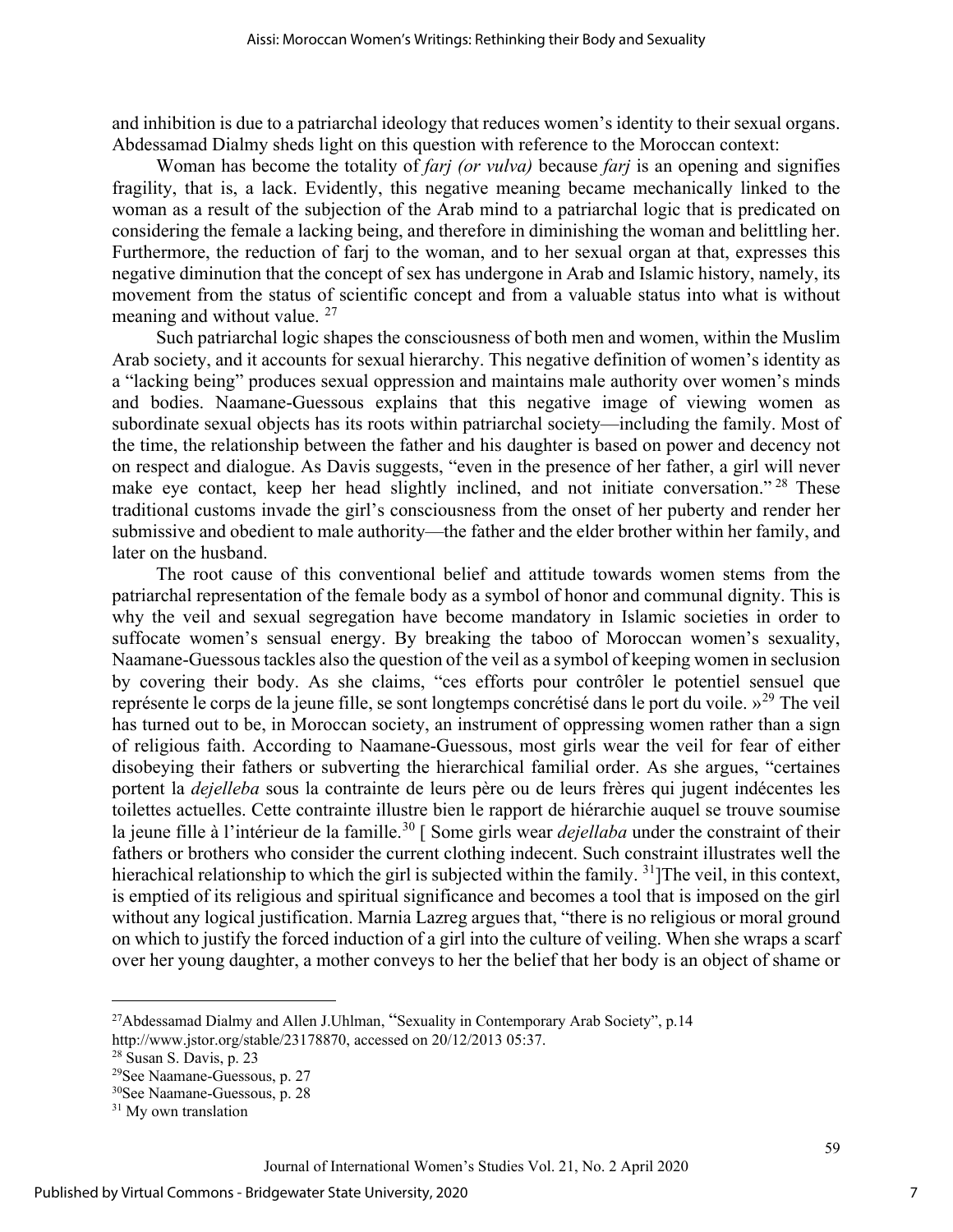and inhibition is due to a patriarchal ideology that reduces women's identity to their sexual organs. Abdessamad Dialmy sheds light on this question with reference to the Moroccan context:

Woman has become the totality of *farj (or vulva)* because *farj* is an opening and signifies fragility, that is, a lack. Evidently, this negative meaning became mechanically linked to the woman as a result of the subjection of the Arab mind to a patriarchal logic that is predicated on considering the female a lacking being, and therefore in diminishing the woman and belittling her. Furthermore, the reduction of farj to the woman, and to her sexual organ at that, expresses this negative diminution that the concept of sex has undergone in Arab and Islamic history, namely, its movement from the status of scientific concept and from a valuable status into what is without meaning and without value. [27]

Such patriarchal logic shapes the consciousness of both men and women, within the Muslim Arab society, and it accounts for sexual hierarchy. This negative definition of women's identity as a "lacking being" produces sexual oppression and maintains male authority over women's minds and bodies. Naamane-Guessous explains that this negative image of viewing women as subordinate sexual objects has its roots within patriarchal society—including the family. Most of the time, the relationship between the father and his daughter is based on power and decency not on respect and dialogue. As Davis suggests, "even in the presence of her father, a girl will never make eye contact, keep her head slightly inclined, and not initiate conversation." [28] These traditional customs invade the girl's consciousness from the onset of her puberty and render her submissive and obedient to male authority—the father and the elder brother within her family, and later on the husband.

The root cause of this conventional belief and attitude towards women stems from the patriarchal representation of the female body as a symbol of honor and communal dignity. This is why the veil and sexual segregation have become mandatory in Islamic societies in order to suffocate women's sensual energy. By breaking the taboo of Moroccan women's sexuality, Naamane-Guessous tackles also the question of the veil as a symbol of keeping women in seclusion by covering their body. As she claims, "ces efforts pour contrôler le potentiel sensuel que représente le corps de la jeune fille, se sont longtemps concrétisé dans le port du voile. »[29] The veil has turned out to be, in Moroccan society, an instrument of oppressing women rather than a sign of religious faith. According to Naamane-Guessous, most girls wear the veil for fear of either disobeying their fathers or subverting the hierarchical familial order. As she argues, "certaines portent la *dejelleba* sous la contrainte de leur père ou de leurs frères qui jugent indécentes les toilettes actuelles. Cette contrainte illustre bien le rapport de hiérarchie auquel se trouve soumise la jeune fille à l'intérieur de la famille.[30] [ Some girls wear *dejellaba* under the constraint of their fathers or brothers who consider the current clothing indecent. Such constraint illustrates well the hierachical relationship to which the girl is subjected within the family. [31]]The veil, in this context, is emptied of its religious and spiritual significance and becomes a tool that is imposed on the girl without any logical justification. Marnia Lazreg argues that, "there is no religious or moral ground on which to justify the forced induction of a girl into the culture of veiling. When she wraps a scarf over her young daughter, a mother conveys to her the belief that her body is an object of shame or

---

[27] Abdessamad Dialmy and Allen J.Uhlman, "Sexuality in Contemporary Arab Society", p.14 http://www.jstor.org/stable/23178870, accessed on 20/12/2013 05:37.

[28] Susan S. Davis, p. 23

[29] See Naamane-Guessous, p. 27

[30] See Naamane-Guessous, p. 28

[31] My own translation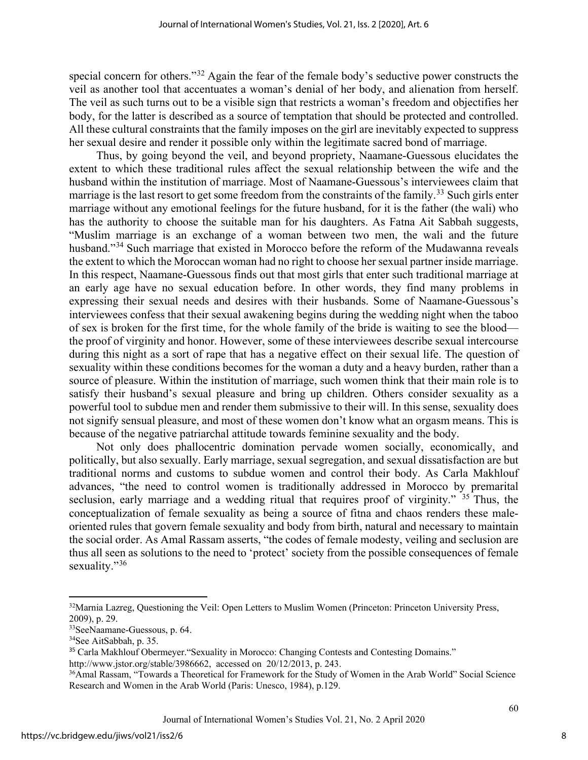special concern for others."[32] Again the fear of the female body's seductive power constructs the veil as another tool that accentuates a woman's denial of her body, and alienation from herself. The veil as such turns out to be a visible sign that restricts a woman's freedom and objectifies her body, for the latter is described as a source of temptation that should be protected and controlled. All these cultural constraints that the family imposes on the girl are inevitably expected to suppress her sexual desire and render it possible only within the legitimate sacred bond of marriage.

Thus, by going beyond the veil, and beyond propriety, Naamane-Guessous elucidates the extent to which these traditional rules affect the sexual relationship between the wife and the husband within the institution of marriage. Most of Naamane-Guessous's interviewees claim that marriage is the last resort to get some freedom from the constraints of the family.[33] Such girls enter marriage without any emotional feelings for the future husband, for it is the father (the wali) who has the authority to choose the suitable man for his daughters. As Fatna Ait Sabbah suggests, "Muslim marriage is an exchange of a woman between two men, the wali and the future husband."[34] Such marriage that existed in Morocco before the reform of the Mudawanna reveals the extent to which the Moroccan woman had no right to choose her sexual partner inside marriage. In this respect, Naamane-Guessous finds out that most girls that enter such traditional marriage at an early age have no sexual education before. In other words, they find many problems in expressing their sexual needs and desires with their husbands. Some of Naamane-Guessous's interviewees confess that their sexual awakening begins during the wedding night when the taboo of sex is broken for the first time, for the whole family of the bride is waiting to see the blood—the proof of virginity and honor. However, some of these interviewees describe sexual intercourse during this night as a sort of rape that has a negative effect on their sexual life. The question of sexuality within these conditions becomes for the woman a duty and a heavy burden, rather than a source of pleasure. Within the institution of marriage, such women think that their main role is to satisfy their husband's sexual pleasure and bring up children. Others consider sexuality as a powerful tool to subdue men and render them submissive to their will. In this sense, sexuality does not signify sensual pleasure, and most of these women don't know what an orgasm means. This is because of the negative patriarchal attitude towards feminine sexuality and the body.

Not only does phallocentric domination pervade women socially, economically, and politically, but also sexually. Early marriage, sexual segregation, and sexual dissatisfaction are but traditional norms and customs to subdue women and control their body. As Carla Makhlouf advances, "the need to control women is traditionally addressed in Morocco by premarital seclusion, early marriage and a wedding ritual that requires proof of virginity." [35] Thus, the conceptualization of female sexuality as being a source of fitna and chaos renders these male-oriented rules that govern female sexuality and body from birth, natural and necessary to maintain the social order. As Amal Rassam asserts, "the codes of female modesty, veiling and seclusion are thus all seen as solutions to the need to 'protect' society from the possible consequences of female sexuality."[36]

---

[32] Marnia Lazreg, Questioning the Veil: Open Letters to Muslim Women (Princeton: Princeton University Press, 2009), p. 29.

[33] SeeNaamane-Guessous, p. 64.

[34] See AitSabbah, p. 35.

[35] Carla Makhlouf Obermeyer."Sexuality in Morocco: Changing Contests and Contesting Domains." http://www.jstor.org/stable/3986662, accessed on 20/12/2013, p. 243.

[36] Amal Rassam, "Towards a Theoretical for Framework for the Study of Women in the Arab World" Social Science Research and Women in the Arab World (Paris: Unesco, 1984), p.129.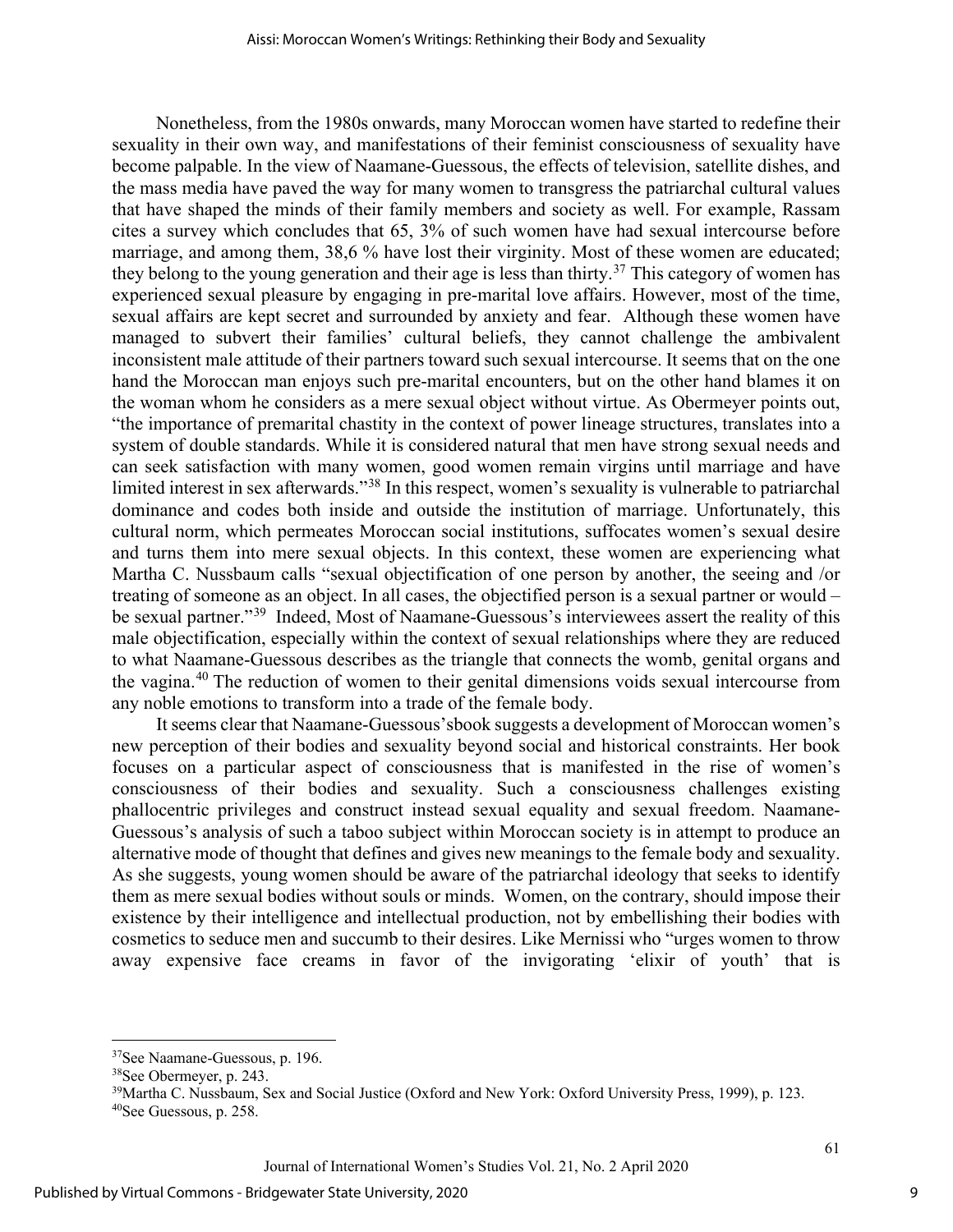Nonetheless, from the 1980s onwards, many Moroccan women have started to redefine their sexuality in their own way, and manifestations of their feminist consciousness of sexuality have become palpable. In the view of Naamane-Guessous, the effects of television, satellite dishes, and the mass media have paved the way for many women to transgress the patriarchal cultural values that have shaped the minds of their family members and society as well. For example, Rassam cites a survey which concludes that 65, 3% of such women have had sexual intercourse before marriage, and among them, 38,6 % have lost their virginity. Most of these women are educated; they belong to the young generation and their age is less than thirty.[37] This category of women has experienced sexual pleasure by engaging in pre-marital love affairs. However, most of the time, sexual affairs are kept secret and surrounded by anxiety and fear. Although these women have managed to subvert their families' cultural beliefs, they cannot challenge the ambivalent inconsistent male attitude of their partners toward such sexual intercourse. It seems that on the one hand the Moroccan man enjoys such pre-marital encounters, but on the other hand blames it on the woman whom he considers as a mere sexual object without virtue. As Obermeyer points out, "the importance of premarital chastity in the context of power lineage structures, translates into a system of double standards. While it is considered natural that men have strong sexual needs and can seek satisfaction with many women, good women remain virgins until marriage and have limited interest in sex afterwards."[38] In this respect, women's sexuality is vulnerable to patriarchal dominance and codes both inside and outside the institution of marriage. Unfortunately, this cultural norm, which permeates Moroccan social institutions, suffocates women's sexual desire and turns them into mere sexual objects. In this context, these women are experiencing what Martha C. Nussbaum calls "sexual objectification of one person by another, the seeing and /or treating of someone as an object. In all cases, the objectified person is a sexual partner or would – be sexual partner."[39] Indeed, Most of Naamane-Guessous's interviewees assert the reality of this male objectification, especially within the context of sexual relationships where they are reduced to what Naamane-Guessous describes as the triangle that connects the womb, genital organs and the vagina.[40] The reduction of women to their genital dimensions voids sexual intercourse from any noble emotions to transform into a trade of the female body.

It seems clear that Naamane-Guessous'sbook suggests a development of Moroccan women's new perception of their bodies and sexuality beyond social and historical constraints. Her book focuses on a particular aspect of consciousness that is manifested in the rise of women's consciousness of their bodies and sexuality. Such a consciousness challenges existing phallocentric privileges and construct instead sexual equality and sexual freedom. Naamane-Guessous's analysis of such a taboo subject within Moroccan society is in attempt to produce an alternative mode of thought that defines and gives new meanings to the female body and sexuality. As she suggests, young women should be aware of the patriarchal ideology that seeks to identify them as mere sexual bodies without souls or minds. Women, on the contrary, should impose their existence by their intelligence and intellectual production, not by embellishing their bodies with cosmetics to seduce men and succumb to their desires. Like Mernissi who "urges women to throw away expensive face creams in favor of the invigorating 'elixir of youth' that is

---

[37]See Naamane-Guessous, p. 196.

[38]See Obermeyer, p. 243.

[39]Martha C. Nussbaum, Sex and Social Justice (Oxford and New York: Oxford University Press, 1999), p. 123.

[40]See Guessous, p. 258.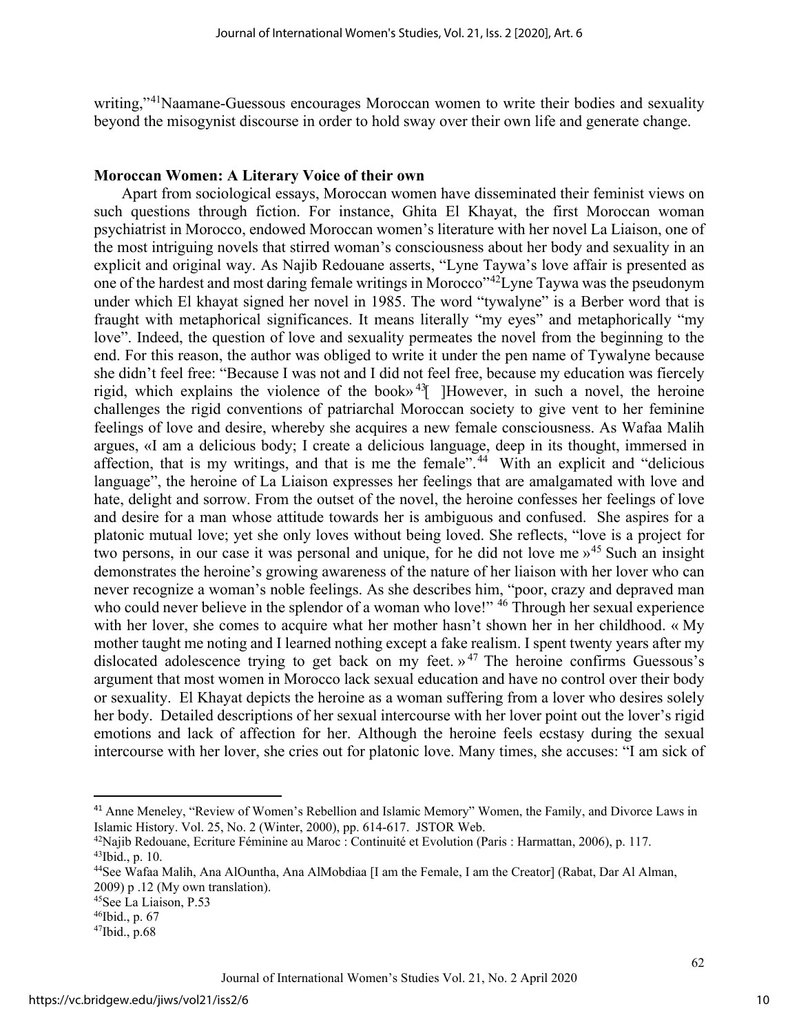writing,"[41]Naamane-Guessous encourages Moroccan women to write their bodies and sexuality beyond the misogynist discourse in order to hold sway over their own life and generate change.

## Moroccan Women: A Literary Voice of their own

Apart from sociological essays, Moroccan women have disseminated their feminist views on such questions through fiction. For instance, Ghita El Khayat, the first Moroccan woman psychiatrist in Morocco, endowed Moroccan women's literature with her novel La Liaison, one of the most intriguing novels that stirred woman's consciousness about her body and sexuality in an explicit and original way. As Najib Redouane asserts, "Lyne Taywa's love affair is presented as one of the hardest and most daring female writings in Morocco"[42]Lyne Taywa was the pseudonym under which El khayat signed her novel in 1985. The word "tywalyne" is a Berber word that is fraught with metaphorical significances. It means literally "my eyes" and metaphorically "my love". Indeed, the question of love and sexuality permeates the novel from the beginning to the end. For this reason, the author was obliged to write it under the pen name of Tywalyne because she didn't feel free: "Because I was not and I did not feel free, because my education was fiercely rigid, which explains the violence of the book»[43][ ]However, in such a novel, the heroine challenges the rigid conventions of patriarchal Moroccan society to give vent to her feminine feelings of love and desire, whereby she acquires a new female consciousness. As Wafaa Malih argues, «I am a delicious body; I create a delicious language, deep in its thought, immersed in affection, that is my writings, and that is me the female".[44] With an explicit and "delicious language", the heroine of La Liaison expresses her feelings that are amalgamated with love and hate, delight and sorrow. From the outset of the novel, the heroine confesses her feelings of love and desire for a man whose attitude towards her is ambiguous and confused. She aspires for a platonic mutual love; yet she only loves without being loved. She reflects, "love is a project for two persons, in our case it was personal and unique, for he did not love me »[45] Such an insight demonstrates the heroine's growing awareness of the nature of her liaison with her lover who can never recognize a woman's noble feelings. As she describes him, "poor, crazy and depraved man who could never believe in the splendor of a woman who love!" [46] Through her sexual experience with her lover, she comes to acquire what her mother hasn't shown her in her childhood. « My mother taught me noting and I learned nothing except a fake realism. I spent twenty years after my dislocated adolescence trying to get back on my feet. »[47] The heroine confirms Guessous's argument that most women in Morocco lack sexual education and have no control over their body or sexuality. El Khayat depicts the heroine as a woman suffering from a lover who desires solely her body. Detailed descriptions of her sexual intercourse with her lover point out the lover's rigid emotions and lack of affection for her. Although the heroine feels ecstasy during the sexual intercourse with her lover, she cries out for platonic love. Many times, she accuses: "I am sick of

---

[41] Anne Meneley, "Review of Women's Rebellion and Islamic Memory" Women, the Family, and Divorce Laws in Islamic History. Vol. 25, No. 2 (Winter, 2000), pp. 614-617. JSTOR Web.

[42]Najib Redouane, Ecriture Féminine au Maroc : Continuité et Evolution (Paris : Harmattan, 2006), p. 117.

[43]Ibid., p. 10.

[44]See Wafaa Malih, Ana AlOuntha, Ana AlMobdiaa [I am the Female, I am the Creator] (Rabat, Dar Al Alman, 2009) p .12 (My own translation).

[45]See La Liaison, P.53

[46]Ibid., p. 67

[47]Ibid., p.68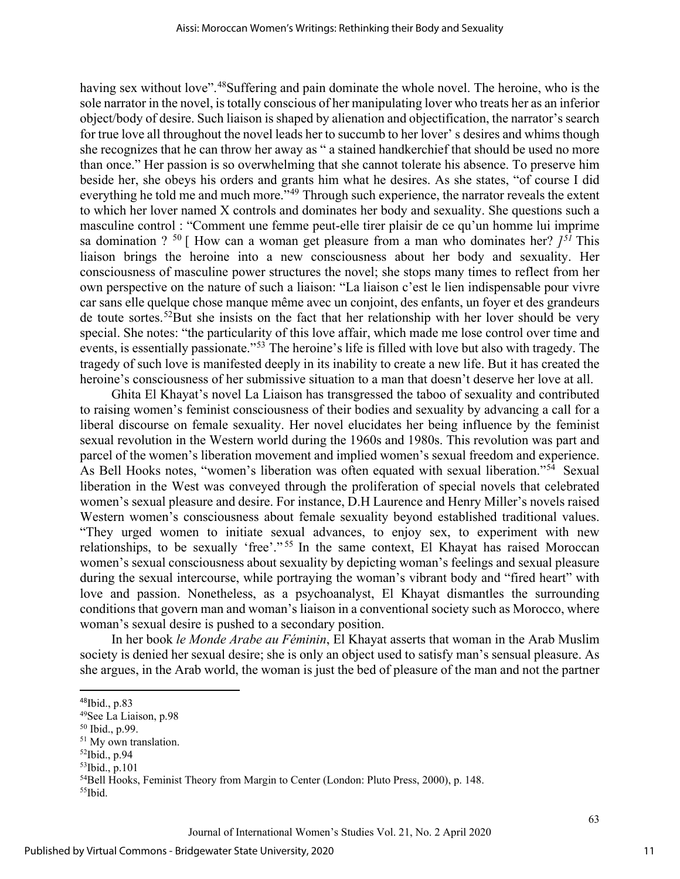having sex without love".[48]Suffering and pain dominate the whole novel. The heroine, who is the sole narrator in the novel, is totally conscious of her manipulating lover who treats her as an inferior object/body of desire. Such liaison is shaped by alienation and objectification, the narrator's search for true love all throughout the novel leads her to succumb to her lover' s desires and whims though she recognizes that he can throw her away as " a stained handkerchief that should be used no more than once." Her passion is so overwhelming that she cannot tolerate his absence. To preserve him beside her, she obeys his orders and grants him what he desires. As she states, "of course I did everything he told me and much more."[49] Through such experience, the narrator reveals the extent to which her lover named X controls and dominates her body and sexuality. She questions such a masculine control : "Comment une femme peut-elle tirer plaisir de ce qu'un homme lui imprime sa domination ? [50] [ How can a woman get pleasure from a man who dominates her? *]*[51] This liaison brings the heroine into a new consciousness about her body and sexuality. Her consciousness of masculine power structures the novel; she stops many times to reflect from her own perspective on the nature of such a liaison: "La liaison c'est le lien indispensable pour vivre car sans elle quelque chose manque même avec un conjoint, des enfants, un foyer et des grandeurs de toute sortes.[52]But she insists on the fact that her relationship with her lover should be very special. She notes: "the particularity of this love affair, which made me lose control over time and events, is essentially passionate."[53] The heroine's life is filled with love but also with tragedy. The tragedy of such love is manifested deeply in its inability to create a new life. But it has created the heroine's consciousness of her submissive situation to a man that doesn't deserve her love at all.

Ghita El Khayat's novel La Liaison has transgressed the taboo of sexuality and contributed to raising women's feminist consciousness of their bodies and sexuality by advancing a call for a liberal discourse on female sexuality. Her novel elucidates her being influence by the feminist sexual revolution in the Western world during the 1960s and 1980s. This revolution was part and parcel of the women's liberation movement and implied women's sexual freedom and experience. As Bell Hooks notes, "women's liberation was often equated with sexual liberation."[54] Sexual liberation in the West was conveyed through the proliferation of special novels that celebrated women's sexual pleasure and desire. For instance, D.H Laurence and Henry Miller's novels raised Western women's consciousness about female sexuality beyond established traditional values. "They urged women to initiate sexual advances, to enjoy sex, to experiment with new relationships, to be sexually 'free'."[55] In the same context, El Khayat has raised Moroccan women's sexual consciousness about sexuality by depicting woman's feelings and sexual pleasure during the sexual intercourse, while portraying the woman's vibrant body and "fired heart" with love and passion. Nonetheless, as a psychoanalyst, El Khayat dismantles the surrounding conditions that govern man and woman's liaison in a conventional society such as Morocco, where woman's sexual desire is pushed to a secondary position.

In her book *le Monde Arabe au Féminin*, El Khayat asserts that woman in the Arab Muslim society is denied her sexual desire; she is only an object used to satisfy man's sensual pleasure. As she argues, in the Arab world, the woman is just the bed of pleasure of the man and not the partner

---

[48]Ibid., p.83

[49]See La Liaison, p.98

[50] Ibid., p.99.

[51] My own translation.

[52]Ibid., p.94

[53]Ibid., p.101

[54]Bell Hooks, Feminist Theory from Margin to Center (London: Pluto Press, 2000), p. 148.

[55]Ibid.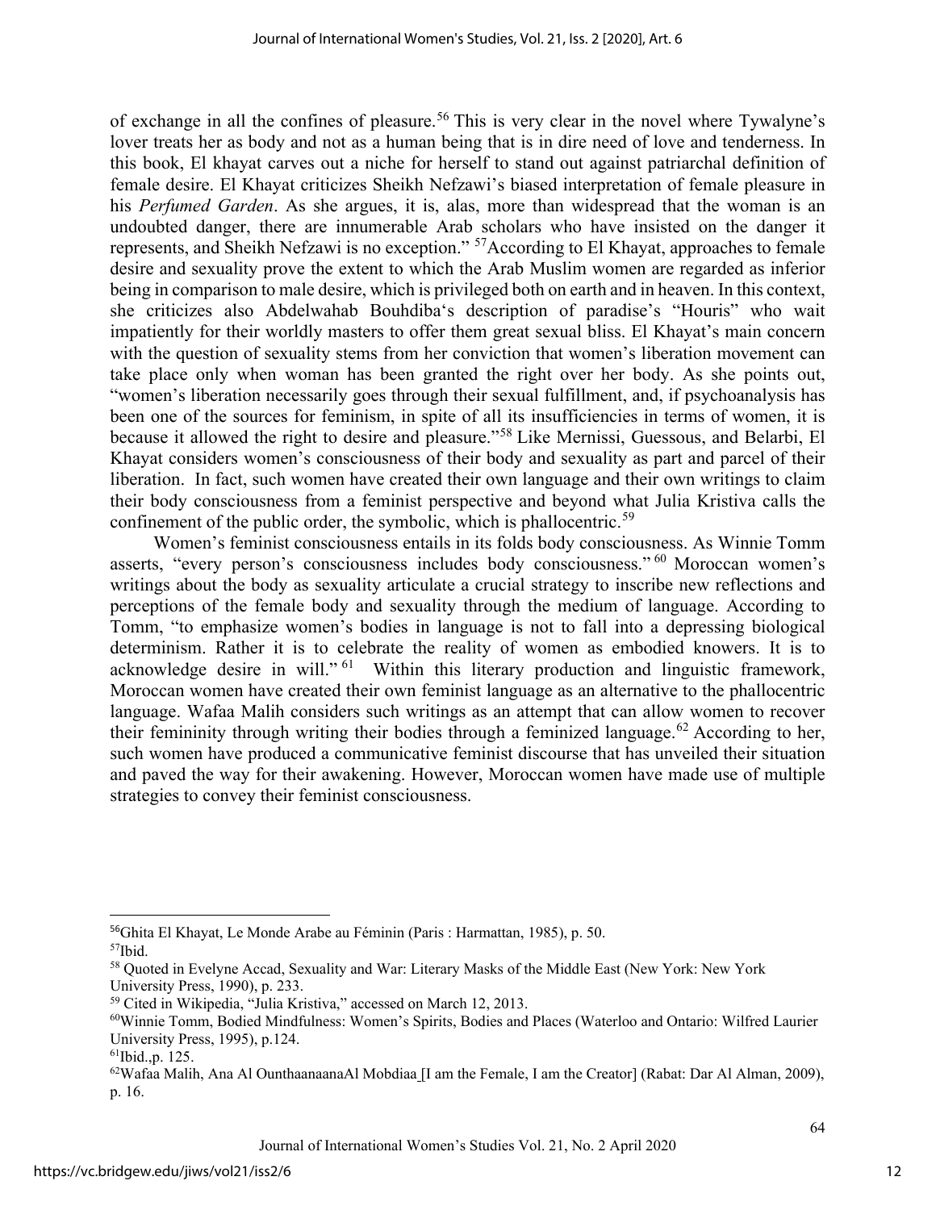of exchange in all the confines of pleasure.[56] This is very clear in the novel where Tywalyne's lover treats her as body and not as a human being that is in dire need of love and tenderness. In this book, El khayat carves out a niche for herself to stand out against patriarchal definition of female desire. El Khayat criticizes Sheikh Nefzawi's biased interpretation of female pleasure in his *Perfumed Garden*. As she argues, it is, alas, more than widespread that the woman is an undoubted danger, there are innumerable Arab scholars who have insisted on the danger it represents, and Sheikh Nefzawi is no exception." [57]According to El Khayat, approaches to female desire and sexuality prove the extent to which the Arab Muslim women are regarded as inferior being in comparison to male desire, which is privileged both on earth and in heaven. In this context, she criticizes also Abdelwahab Bouhdiba's description of paradise's "Houris" who wait impatiently for their worldly masters to offer them great sexual bliss. El Khayat's main concern with the question of sexuality stems from her conviction that women's liberation movement can take place only when woman has been granted the right over her body. As she points out, "women's liberation necessarily goes through their sexual fulfillment, and, if psychoanalysis has been one of the sources for feminism, in spite of all its insufficiencies in terms of women, it is because it allowed the right to desire and pleasure."[58] Like Mernissi, Guessous, and Belarbi, El Khayat considers women's consciousness of their body and sexuality as part and parcel of their liberation. In fact, such women have created their own language and their own writings to claim their body consciousness from a feminist perspective and beyond what Julia Kristiva calls the confinement of the public order, the symbolic, which is phallocentric.[59]

Women's feminist consciousness entails in its folds body consciousness. As Winnie Tomm asserts, "every person's consciousness includes body consciousness."[60] Moroccan women's writings about the body as sexuality articulate a crucial strategy to inscribe new reflections and perceptions of the female body and sexuality through the medium of language. According to Tomm, "to emphasize women's bodies in language is not to fall into a depressing biological determinism. Rather it is to celebrate the reality of women as embodied knowers. It is to acknowledge desire in will."[61] Within this literary production and linguistic framework, Moroccan women have created their own feminist language as an alternative to the phallocentric language. Wafaa Malih considers such writings as an attempt that can allow women to recover their femininity through writing their bodies through a feminized language.[62] According to her, such women have produced a communicative feminist discourse that has unveiled their situation and paved the way for their awakening. However, Moroccan women have made use of multiple strategies to convey their feminist consciousness.

---

[56]Ghita El Khayat, Le Monde Arabe au Féminin (Paris : Harmattan, 1985), p. 50.

[57]Ibid.

[58] Quoted in Evelyne Accad, Sexuality and War: Literary Masks of the Middle East (New York: New York University Press, 1990), p. 233.

[59] Cited in Wikipedia, "Julia Kristiva," accessed on March 12, 2013.

[60]Winnie Tomm, Bodied Mindfulness: Women's Spirits, Bodies and Places (Waterloo and Ontario: Wilfred Laurier University Press, 1995), p.124.

[61]Ibid.,p. 125.

[62]Wafaa Malih, Ana Al OunthaanaanaAl Mobdiaa [I am the Female, I am the Creator] (Rabat: Dar Al Alman, 2009), p. 16.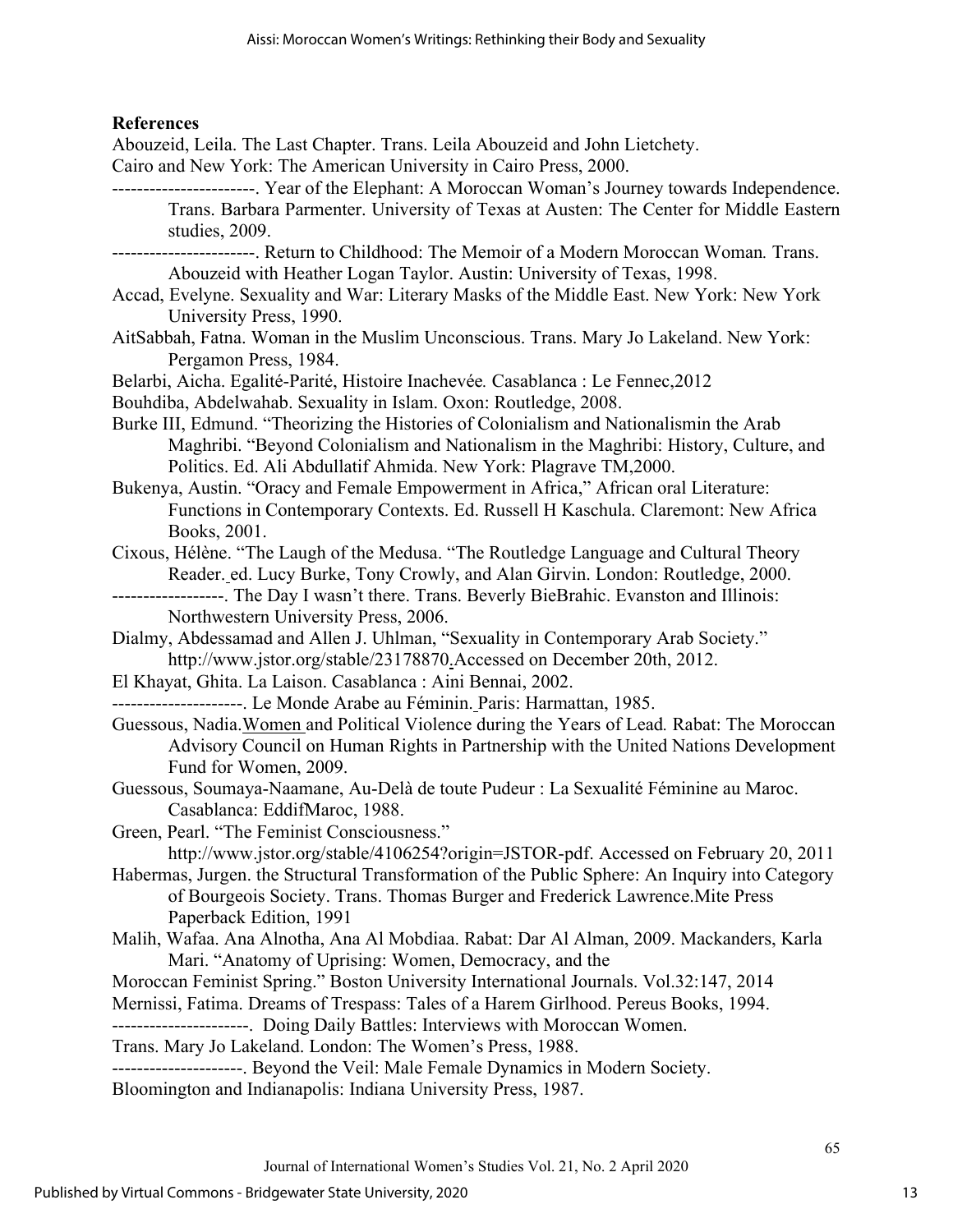**References**

Abouzeid, Leila. The Last Chapter. Trans. Leila Abouzeid and John Lietchety. Cairo and New York: The American University in Cairo Press, 2000.

-----------------------. Year of the Elephant: A Moroccan Woman's Journey towards Independence. Trans. Barbara Parmenter. University of Texas at Austen: The Center for Middle Eastern studies, 2009.

-----------------------. Return to Childhood: The Memoir of a Modern Moroccan Woman. Trans. Abouzeid with Heather Logan Taylor. Austin: University of Texas, 1998.

Accad, Evelyne. Sexuality and War: Literary Masks of the Middle East. New York: New York University Press, 1990.

AitSabbah, Fatna. Woman in the Muslim Unconscious. Trans. Mary Jo Lakeland. New York: Pergamon Press, 1984.

Belarbi, Aicha. Egalité-Parité, Histoire Inachevée. Casablanca : Le Fennec,2012

Bouhdiba, Abdelwahab. Sexuality in Islam. Oxon: Routledge, 2008.

Burke III, Edmund. "Theorizing the Histories of Colonialism and Nationalismin the Arab Maghribi. "Beyond Colonialism and Nationalism in the Maghribi: History, Culture, and Politics. Ed. Ali Abdullatif Ahmida. New York: Plagrave TM,2000.

Bukenya, Austin. "Oracy and Female Empowerment in Africa," African oral Literature: Functions in Contemporary Contexts. Ed. Russell H Kaschula. Claremont: New Africa Books, 2001.

Cixous, Hélène. "The Laugh of the Medusa. "The Routledge Language and Cultural Theory Reader. ed. Lucy Burke, Tony Crowly, and Alan Girvin. London: Routledge, 2000.

------------------. The Day I wasn't there. Trans. Beverly BieBrahic. Evanston and Illinois: Northwestern University Press, 2006.

Dialmy, Abdessamad and Allen J. Uhlman, "Sexuality in Contemporary Arab Society." http://www.jstor.org/stable/23178870.Accessed on December 20th, 2012.

El Khayat, Ghita. La Laison. Casablanca : Aini Bennai, 2002.

---------------------. Le Monde Arabe au Féminin. Paris: Harmattan, 1985.

Guessous, Nadia.Women and Political Violence during the Years of Lead. Rabat: The Moroccan Advisory Council on Human Rights in Partnership with the United Nations Development Fund for Women, 2009.

Guessous, Soumaya-Naamane, Au-Delà de toute Pudeur : La Sexualité Féminine au Maroc. Casablanca: EddifMaroc, 1988.

Green, Pearl. "The Feminist Consciousness." http://www.jstor.org/stable/4106254?origin=JSTOR-pdf. Accessed on February 20, 2011

Habermas, Jurgen. the Structural Transformation of the Public Sphere: An Inquiry into Category of Bourgeois Society. Trans. Thomas Burger and Frederick Lawrence.Mite Press Paperback Edition, 1991

Malih, Wafaa. Ana Alnotha, Ana Al Mobdiaa. Rabat: Dar Al Alman, 2009.

Mackanders, Karla Mari. "Anatomy of Uprising: Women, Democracy, and the Moroccan Feminist Spring." Boston University International Journals. Vol.32:147, 2014

Mernissi, Fatima. Dreams of Trespass: Tales of a Harem Girlhood. Pereus Books, 1994.

----------------------. Doing Daily Battles: Interviews with Moroccan Women. Trans. Mary Jo Lakeland. London: The Women's Press, 1988.

---------------------. Beyond the Veil: Male Female Dynamics in Modern Society. Bloomington and Indianapolis: Indiana University Press, 1987.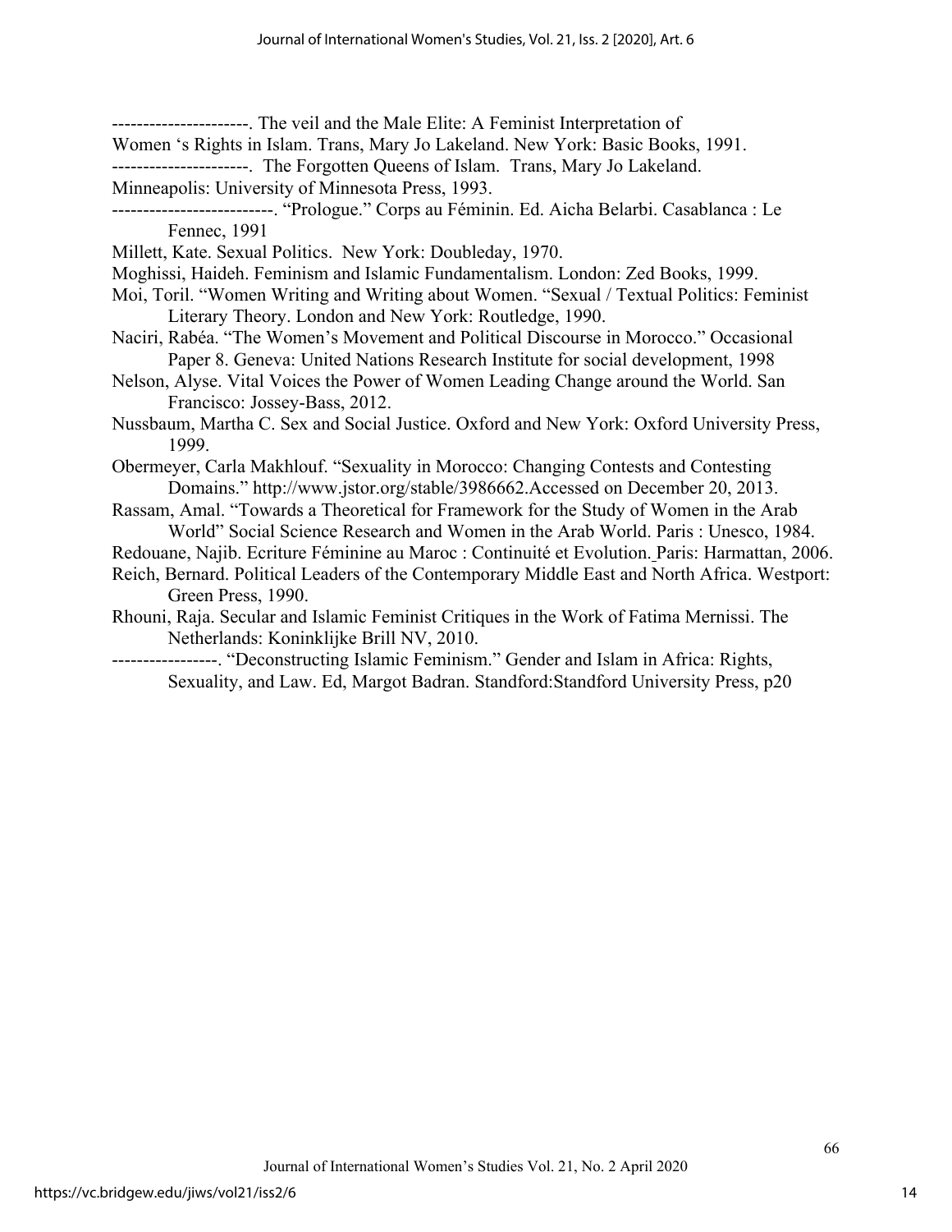----------------------. The veil and the Male Elite: A Feminist Interpretation of Women 's Rights in Islam. Trans, Mary Jo Lakeland. New York: Basic Books, 1991.

----------------------. The Forgotten Queens of Islam. Trans, Mary Jo Lakeland. Minneapolis: University of Minnesota Press, 1993.

--------------------------. "Prologue." Corps au Féminin. Ed. Aicha Belarbi. Casablanca : Le Fennec, 1991

Millett, Kate. Sexual Politics. New York: Doubleday, 1970.

Moghissi, Haideh. Feminism and Islamic Fundamentalism. London: Zed Books, 1999.

Moi, Toril. "Women Writing and Writing about Women. "Sexual / Textual Politics: Feminist Literary Theory. London and New York: Routledge, 1990.

Naciri, Rabéa. "The Women's Movement and Political Discourse in Morocco." Occasional Paper 8. Geneva: United Nations Research Institute for social development, 1998

Nelson, Alyse. Vital Voices the Power of Women Leading Change around the World. San Francisco: Jossey-Bass, 2012.

Nussbaum, Martha C. Sex and Social Justice. Oxford and New York: Oxford University Press, 1999.

Obermeyer, Carla Makhlouf. "Sexuality in Morocco: Changing Contests and Contesting Domains." http://www.jstor.org/stable/3986662.Accessed on December 20, 2013.

Rassam, Amal. "Towards a Theoretical for Framework for the Study of Women in the Arab World" Social Science Research and Women in the Arab World. Paris : Unesco, 1984.

Redouane, Najib. Ecriture Féminine au Maroc : Continuité et Evolution. Paris: Harmattan, 2006.

Reich, Bernard. Political Leaders of the Contemporary Middle East and North Africa. Westport: Green Press, 1990.

Rhouni, Raja. Secular and Islamic Feminist Critiques in the Work of Fatima Mernissi. The Netherlands: Koninklijke Brill NV, 2010.

-----------------. "Deconstructing Islamic Feminism." Gender and Islam in Africa: Rights, Sexuality, and Law. Ed, Margot Badran. Standford:Standford University Press, p20